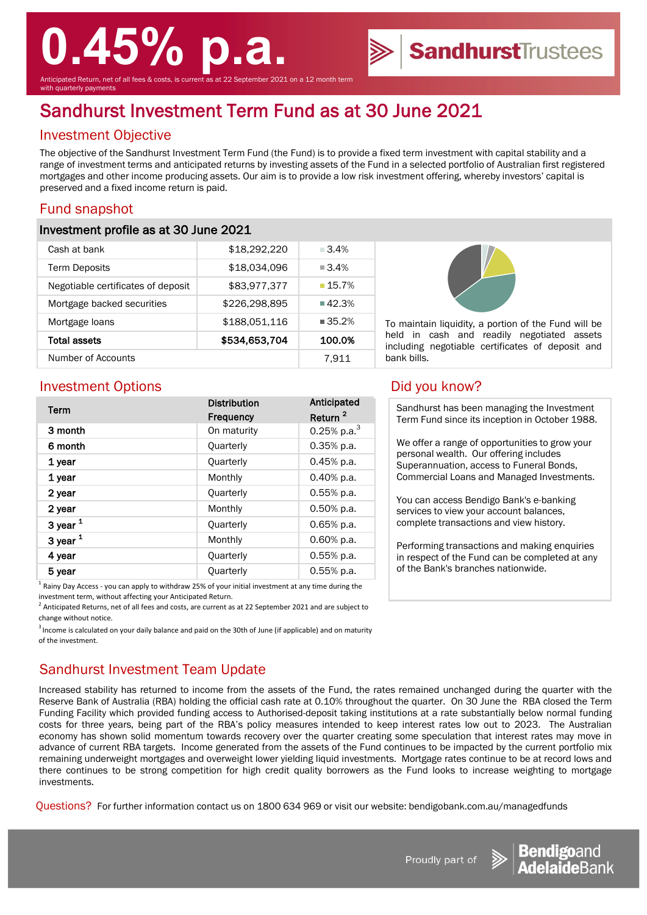# 0.45% p.a.

Anticipated Return, net of all fees & costs, is current as at 22 September 2021 on a 12 month term with quarterly payments

SandhurstTrustees

# Sandhurst Investment Term Fund as at 30 June 2021

## Investment Objective

The objective of the Sandhurst Investment Term Fund (the Fund) is to provide a fixed term investment with capital stability and a range of investment terms and anticipated returns by investing assets of the Fund in a selected portfolio of Australian first registered mortgages and other income producing assets. Our aim is to provide a low risk investment offering, whereby investors' capital is preserved and a fixed income return is paid.

## Fund snapshot

### Investment profile as at 30 June 2021

| | | |
|---|---|---|
| Cash at bank | $18,292,220 | 3.4% |
| Term Deposits | $18,034,096 | 3.4% |
| Negotiable certificates of deposit | $83,977,377 | 15.7% |
| Mortgage backed securities | $226,298,895 | 42.3% |
| Mortgage loans | $188,051,116 | 35.2% |
| **Total assets** | **$534,653,704** | **100.0%** |
| Number of Accounts | | 7,911 |

To maintain liquidity, a portion of the Fund will be held in cash and readily negotiated assets including negotiable certificates of deposit and bank bills.

## Investment Options

| Term | Distribution Frequency | Anticipated Return [2] |
|---|---|---|
| **3 month** | On maturity | 0.25% p.a.[3] |
| **6 month** | Quarterly | 0.35% p.a. |
| **1 year** | Quarterly | 0.45% p.a. |
| **1 year** | Monthly | 0.40% p.a. |
| **2 year** | Quarterly | 0.55% p.a. |
| **2 year** | Monthly | 0.50% p.a. |
| **3 year** [1] | Quarterly | 0.65% p.a. |
| **3 year** [1] | Monthly | 0.60% p.a. |
| **4 year** | Quarterly | 0.55% p.a. |
| **5 year** | Quarterly | 0.55% p.a. |

[1] Rainy Day Access - you can apply to withdraw 25% of your initial investment at any time during the investment term, without affecting your Anticipated Return.

[2] Anticipated Returns, net of all fees and costs, are current as at 22 September 2021 and are subject to change without notice.

[3] Income is calculated on your daily balance and paid on the 30th of June (if applicable) and on maturity of the investment.

## Did you know?

Sandhurst has been managing the Investment Term Fund since its inception in October 1988.

We offer a range of opportunities to grow your personal wealth. Our offering includes Superannuation, access to Funeral Bonds, Commercial Loans and Managed Investments.

You can access Bendigo Bank's e-banking services to view your account balances, complete transactions and view history.

Performing transactions and making enquiries in respect of the Fund can be completed at any of the Bank's branches nationwide.

## Sandhurst Investment Team Update

Increased stability has returned to income from the assets of the Fund, the rates remained unchanged during the quarter with the Reserve Bank of Australia (RBA) holding the official cash rate at 0.10% throughout the quarter. On 30 June the RBA closed the Term Funding Facility which provided funding access to Authorised-deposit taking institutions at a rate substantially below normal funding costs for three years, being part of the RBA's policy measures intended to keep interest rates low out to 2023. The Australian economy has shown solid momentum towards recovery over the quarter creating some speculation that interest rates may move in advance of current RBA targets. Income generated from the assets of the Fund continues to be impacted by the current portfolio mix remaining underweight mortgages and overweight lower yielding liquid investments. Mortgage rates continue to be at record lows and there continues to be strong competition for high credit quality borrowers as the Fund looks to increase weighting to mortgage investments.

Questions? For further information contact us on 1800 634 969 or visit our website: bendigobank.com.au/managedfunds

Proudly part of Bendigo and Adelaide Bank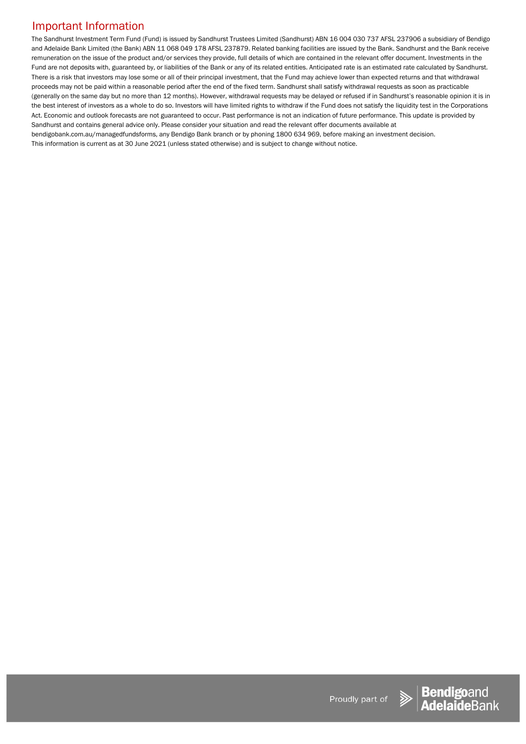## Important Information

The Sandhurst Investment Term Fund (Fund) is issued by Sandhurst Trustees Limited (Sandhurst) ABN 16 004 030 737 AFSL 237906 a subsidiary of Bendigo and Adelaide Bank Limited (the Bank) ABN 11 068 049 178 AFSL 237879. Related banking facilities are issued by the Bank. Sandhurst and the Bank receive remuneration on the issue of the product and/or services they provide, full details of which are contained in the relevant offer document. Investments in the Fund are not deposits with, guaranteed by, or liabilities of the Bank or any of its related entities. Anticipated rate is an estimated rate calculated by Sandhurst. There is a risk that investors may lose some or all of their principal investment, that the Fund may achieve lower than expected returns and that withdrawal proceeds may not be paid within a reasonable period after the end of the fixed term. Sandhurst shall satisfy withdrawal requests as soon as practicable (generally on the same day but no more than 12 months). However, withdrawal requests may be delayed or refused if in Sandhurst's reasonable opinion it is in the best interest of investors as a whole to do so. Investors will have limited rights to withdraw if the Fund does not satisfy the liquidity test in the Corporations Act. Economic and outlook forecasts are not guaranteed to occur. Past performance is not an indication of future performance. This update is provided by Sandhurst and contains general advice only. Please consider your situation and read the relevant offer documents available at bendigobank.com.au/managedfundsforms, any Bendigo Bank branch or by phoning 1800 634 969, before making an investment decision.
This information is current as at 30 June 2021 (unless stated otherwise) and is subject to change without notice.

Proudly part of Bendigo and Adelaide Bank